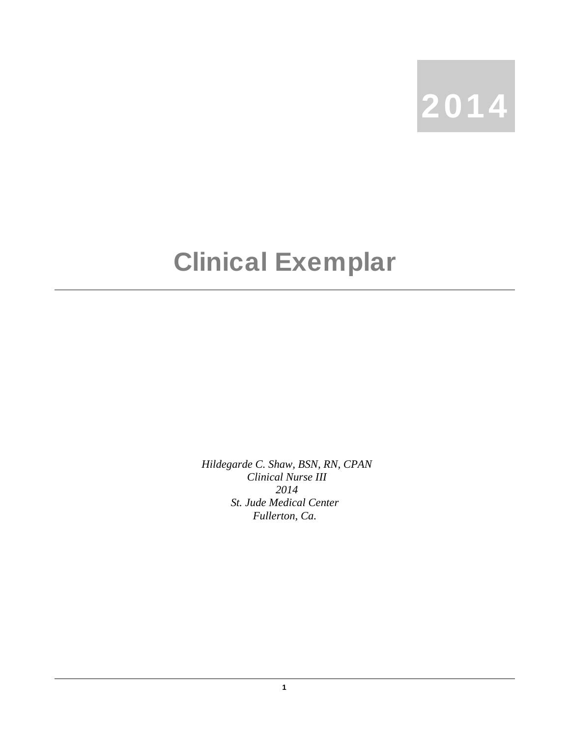2014

# Clinical Exemplar

---

*Hildegarde C. Shaw, BSN, RN, CPAN*
*Clinical Nurse III*
*2014*
*St. Jude Medical Center*
*Fullerton, Ca.*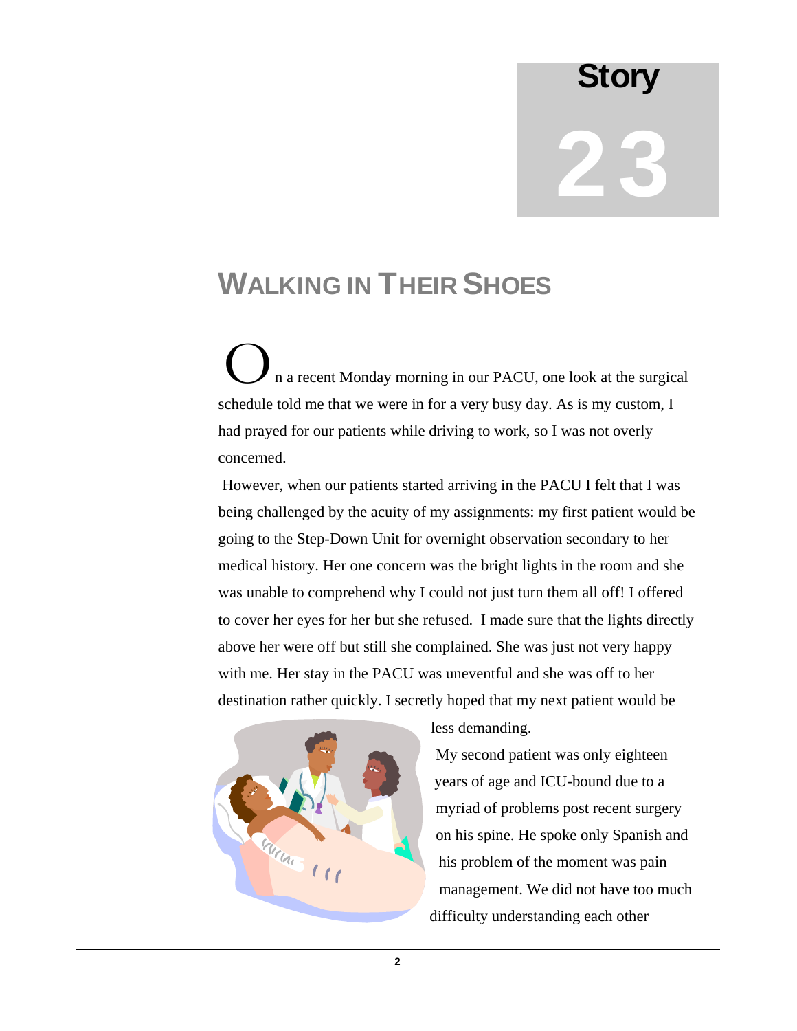# Story 23

## WALKING IN THEIR SHOES

On a recent Monday morning in our PACU, one look at the surgical schedule told me that we were in for a very busy day. As is my custom, I had prayed for our patients while driving to work, so I was not overly concerned.

However, when our patients started arriving in the PACU I felt that I was being challenged by the acuity of my assignments: my first patient would be going to the Step-Down Unit for overnight observation secondary to her medical history. Her one concern was the bright lights in the room and she was unable to comprehend why I could not just turn them all off! I offered to cover her eyes for her but she refused. I made sure that the lights directly above her were off but still she complained. She was just not very happy with me. Her stay in the PACU was uneventful and she was off to her destination rather quickly. I secretly hoped that my next patient would be less demanding.

My second patient was only eighteen years of age and ICU-bound due to a myriad of problems post recent surgery on his spine. He spoke only Spanish and his problem of the moment was pain management. We did not have too much difficulty understanding each other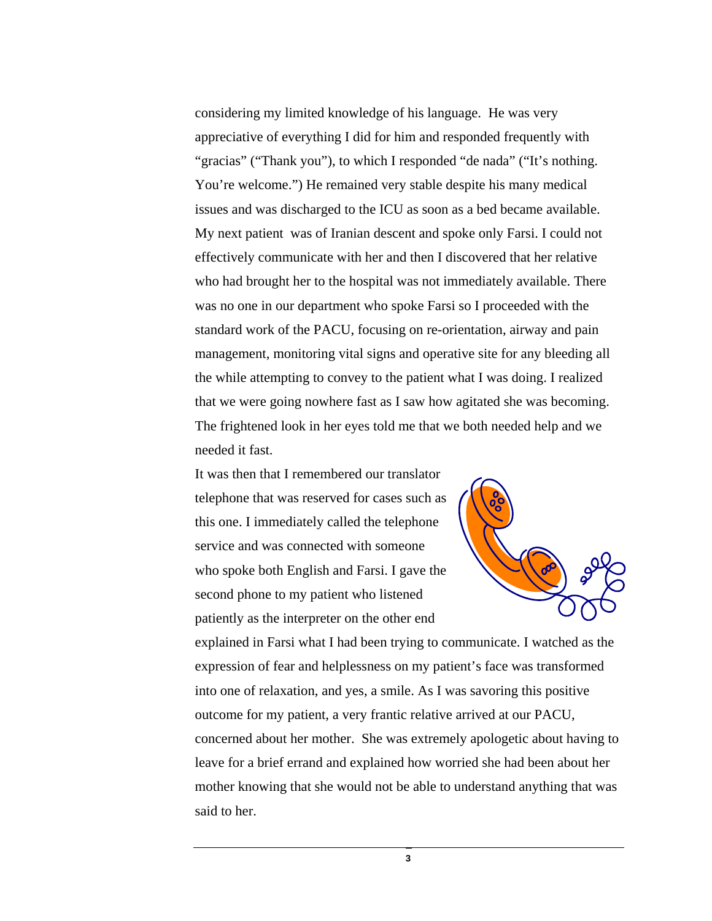considering my limited knowledge of his language. He was very appreciative of everything I did for him and responded frequently with "gracias" ("Thank you"), to which I responded "de nada" ("It's nothing. You're welcome.") He remained very stable despite his many medical issues and was discharged to the ICU as soon as a bed became available. My next patient was of Iranian descent and spoke only Farsi. I could not effectively communicate with her and then I discovered that her relative who had brought her to the hospital was not immediately available. There was no one in our department who spoke Farsi so I proceeded with the standard work of the PACU, focusing on re-orientation, airway and pain management, monitoring vital signs and operative site for any bleeding all the while attempting to convey to the patient what I was doing. I realized that we were going nowhere fast as I saw how agitated she was becoming. The frightened look in her eyes told me that we both needed help and we needed it fast.

It was then that I remembered our translator telephone that was reserved for cases such as this one. I immediately called the telephone service and was connected with someone who spoke both English and Farsi. I gave the second phone to my patient who listened patiently as the interpreter on the other end explained in Farsi what I had been trying to communicate. I watched as the expression of fear and helplessness on my patient's face was transformed into one of relaxation, and yes, a smile. As I was savoring this positive outcome for my patient, a very frantic relative arrived at our PACU, concerned about her mother. She was extremely apologetic about having to leave for a brief errand and explained how worried she had been about her mother knowing that she would not be able to understand anything that was said to her.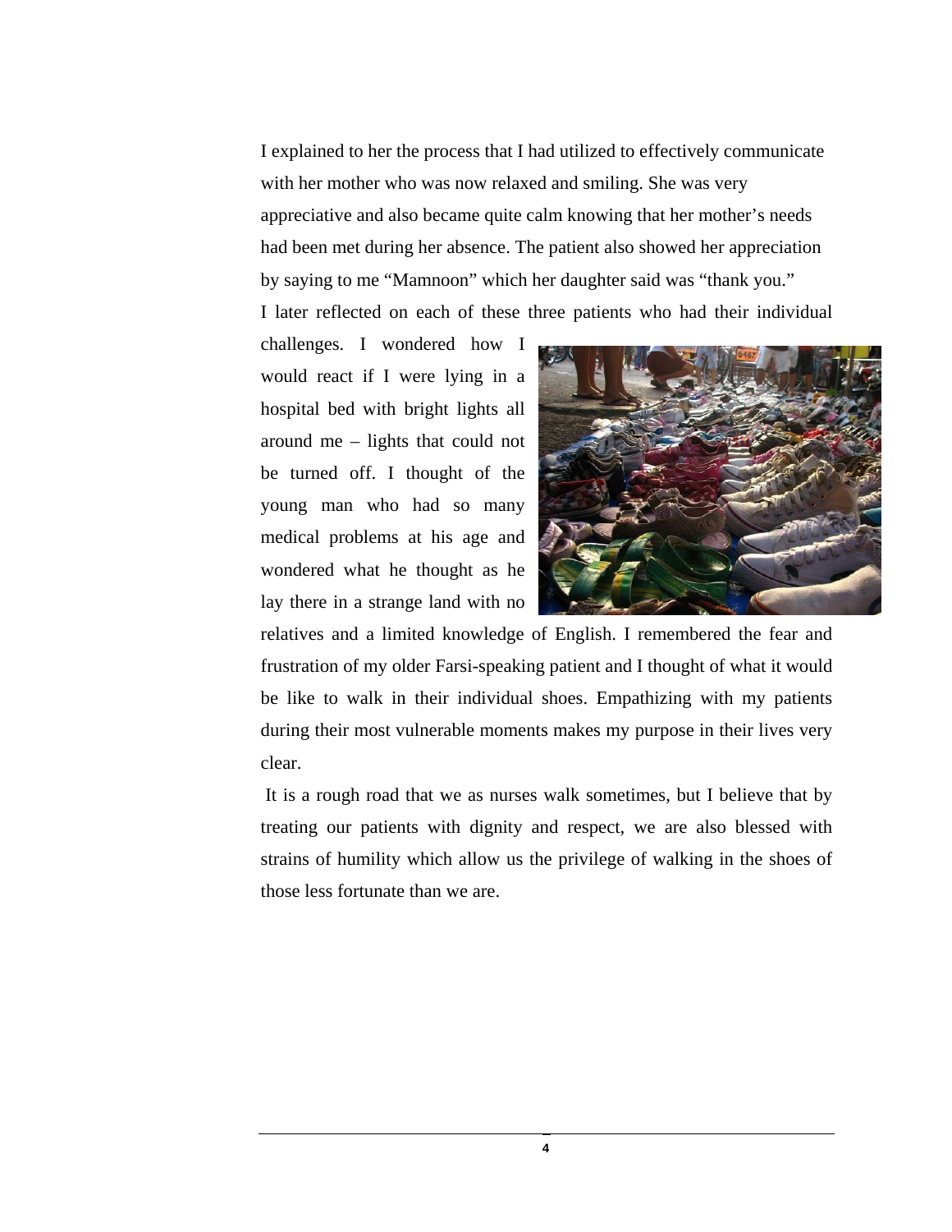I explained to her the process that I had utilized to effectively communicate with her mother who was now relaxed and smiling. She was very appreciative and also became quite calm knowing that her mother's needs had been met during her absence. The patient also showed her appreciation by saying to me "Mamnoon" which her daughter said was "thank you."

I later reflected on each of these three patients who had their individual challenges. I wondered how I would react if I were lying in a hospital bed with bright lights all around me – lights that could not be turned off. I thought of the young man who had so many medical problems at his age and wondered what he thought as he lay there in a strange land with no relatives and a limited knowledge of English. I remembered the fear and frustration of my older Farsi-speaking patient and I thought of what it would be like to walk in their individual shoes. Empathizing with my patients during their most vulnerable moments makes my purpose in their lives very clear.

It is a rough road that we as nurses walk sometimes, but I believe that by treating our patients with dignity and respect, we are also blessed with strains of humility which allow us the privilege of walking in the shoes of those less fortunate than we are.